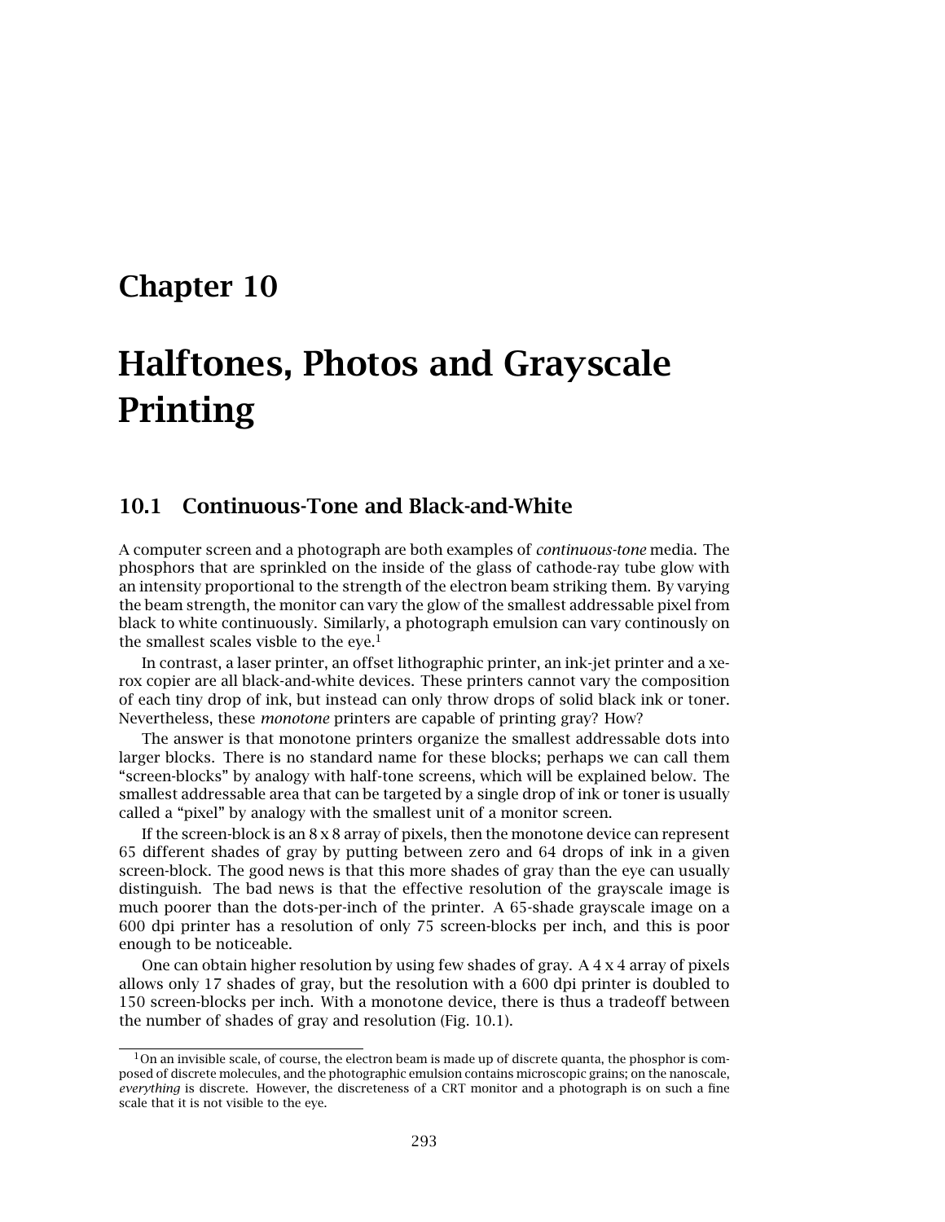# Chapter 10

# Halftones, Photos and Grayscale Printing

## 10.1 Continuous-Tone and Black-and-White

A computer screen and a photograph are both examples of *continuous-tone* media. The phosphors that are sprinkled on the inside of the glass of cathode-ray tube glow with an intensity proportional to the strength of the electron beam striking them. By varying the beam strength, the monitor can vary the glow of the smallest addressable pixel from black to white continuously. Similarly, a photograph emulsion can vary continously on the smallest scales visble to the eye.[1]

In contrast, a laser printer, an offset lithographic printer, an ink-jet printer and a xerox copier are all black-and-white devices. These printers cannot vary the composition of each tiny drop of ink, but instead can only throw drops of solid black ink or toner. Nevertheless, these *monotone* printers are capable of printing gray? How?

The answer is that monotone printers organize the smallest addressable dots into larger blocks. There is no standard name for these blocks; perhaps we can call them "screen-blocks" by analogy with half-tone screens, which will be explained below. The smallest addressable area that can be targeted by a single drop of ink or toner is usually called a "pixel" by analogy with the smallest unit of a monitor screen.

If the screen-block is an 8 x 8 array of pixels, then the monotone device can represent 65 different shades of gray by putting between zero and 64 drops of ink in a given screen-block. The good news is that this more shades of gray than the eye can usually distinguish. The bad news is that the effective resolution of the grayscale image is much poorer than the dots-per-inch of the printer. A 65-shade grayscale image on a 600 dpi printer has a resolution of only 75 screen-blocks per inch, and this is poor enough to be noticeable.

One can obtain higher resolution by using few shades of gray. A 4 x 4 array of pixels allows only 17 shades of gray, but the resolution with a 600 dpi printer is doubled to 150 screen-blocks per inch. With a monotone device, there is thus a tradeoff between the number of shades of gray and resolution (Fig. 10.1).

---

[1] On an invisible scale, of course, the electron beam is made up of discrete quanta, the phosphor is composed of discrete molecules, and the photographic emulsion contains microscopic grains; on the nanoscale, *everything* is discrete. However, the discreteness of a CRT monitor and a photograph is on such a fine scale that it is not visible to the eye.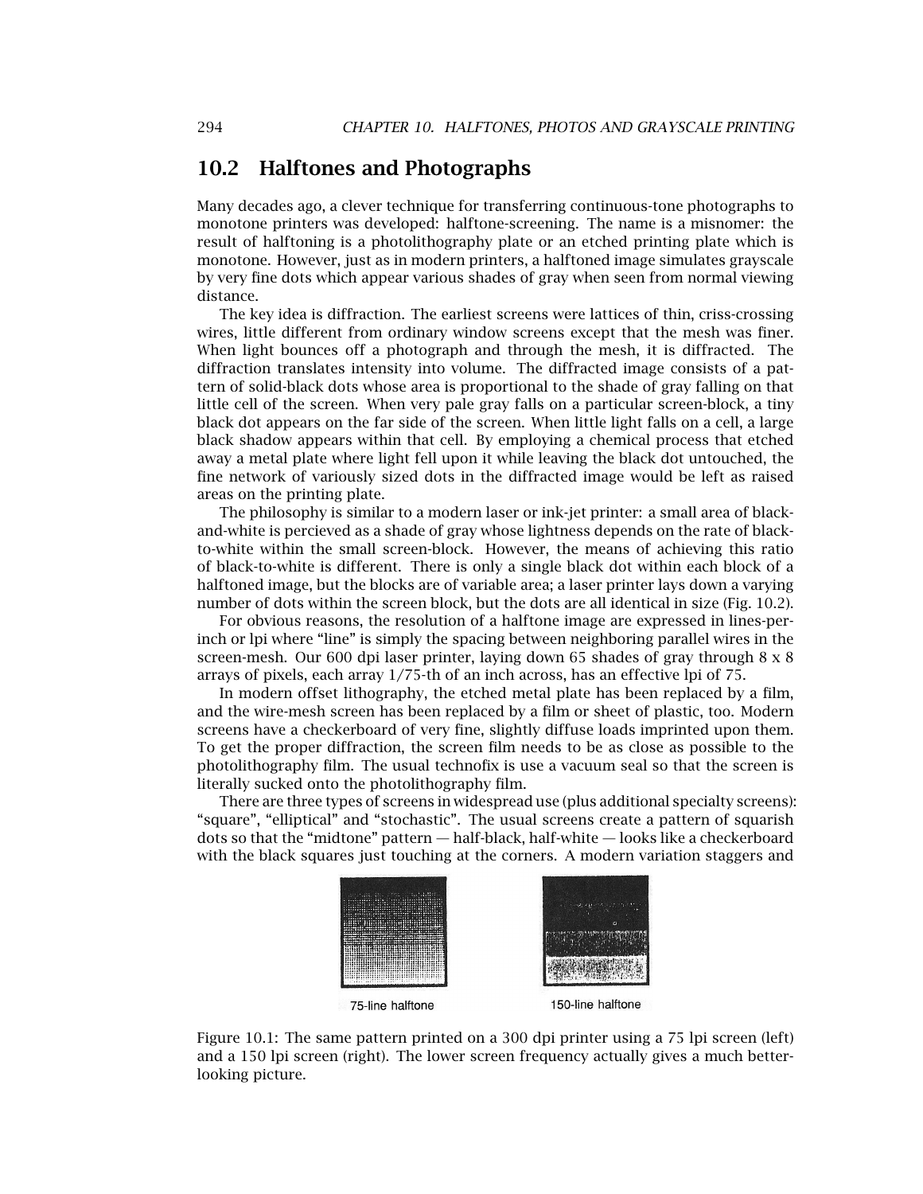## 10.2 Halftones and Photographs

Many decades ago, a clever technique for transferring continuous-tone photographs to monotone printers was developed: halftone-screening. The name is a misnomer: the result of halftoning is a photolithography plate or an etched printing plate which is monotone. However, just as in modern printers, a halftoned image simulates grayscale by very fine dots which appear various shades of gray when seen from normal viewing distance.

The key idea is diffraction. The earliest screens were lattices of thin, criss-crossing wires, little different from ordinary window screens except that the mesh was finer. When light bounces off a photograph and through the mesh, it is diffracted. The diffraction translates intensity into volume. The diffracted image consists of a pattern of solid-black dots whose area is proportional to the shade of gray falling on that little cell of the screen. When very pale gray falls on a particular screen-block, a tiny black dot appears on the far side of the screen. When little light falls on a cell, a large black shadow appears within that cell. By employing a chemical process that etched away a metal plate where light fell upon it while leaving the black dot untouched, the fine network of variously sized dots in the diffracted image would be left as raised areas on the printing plate.

The philosophy is similar to a modern laser or ink-jet printer: a small area of black-and-white is percieved as a shade of gray whose lightness depends on the rate of black-to-white within the small screen-block. However, the means of achieving this ratio of black-to-white is different. There is only a single black dot within each block of a halftoned image, but the blocks are of variable area; a laser printer lays down a varying number of dots within the screen block, but the dots are all identical in size (Fig. 10.2).

For obvious reasons, the resolution of a halftone image are expressed in lines-per-inch or lpi where "line" is simply the spacing between neighboring parallel wires in the screen-mesh. Our 600 dpi laser printer, laying down 65 shades of gray through 8 x 8 arrays of pixels, each array 1/75-th of an inch across, has an effective lpi of 75.

In modern offset lithography, the etched metal plate has been replaced by a film, and the wire-mesh screen has been replaced by a film or sheet of plastic, too. Modern screens have a checkerboard of very fine, slightly diffuse loads imprinted upon them. To get the proper diffraction, the screen film needs to be as close as possible to the photolithography film. The usual technofix is use a vacuum seal so that the screen is literally sucked onto the photolithography film.

There are three types of screens in widespread use (plus additional specialty screens): "square", "elliptical" and "stochastic". The usual screens create a pattern of squarish dots so that the "midtone" pattern — half-black, half-white — looks like a checkerboard with the black squares just touching at the corners. A modern variation staggers and

75-line halftone    150-line halftone

Figure 10.1: The same pattern printed on a 300 dpi printer using a 75 lpi screen (left) and a 150 lpi screen (right). The lower screen frequency actually gives a much better-looking picture.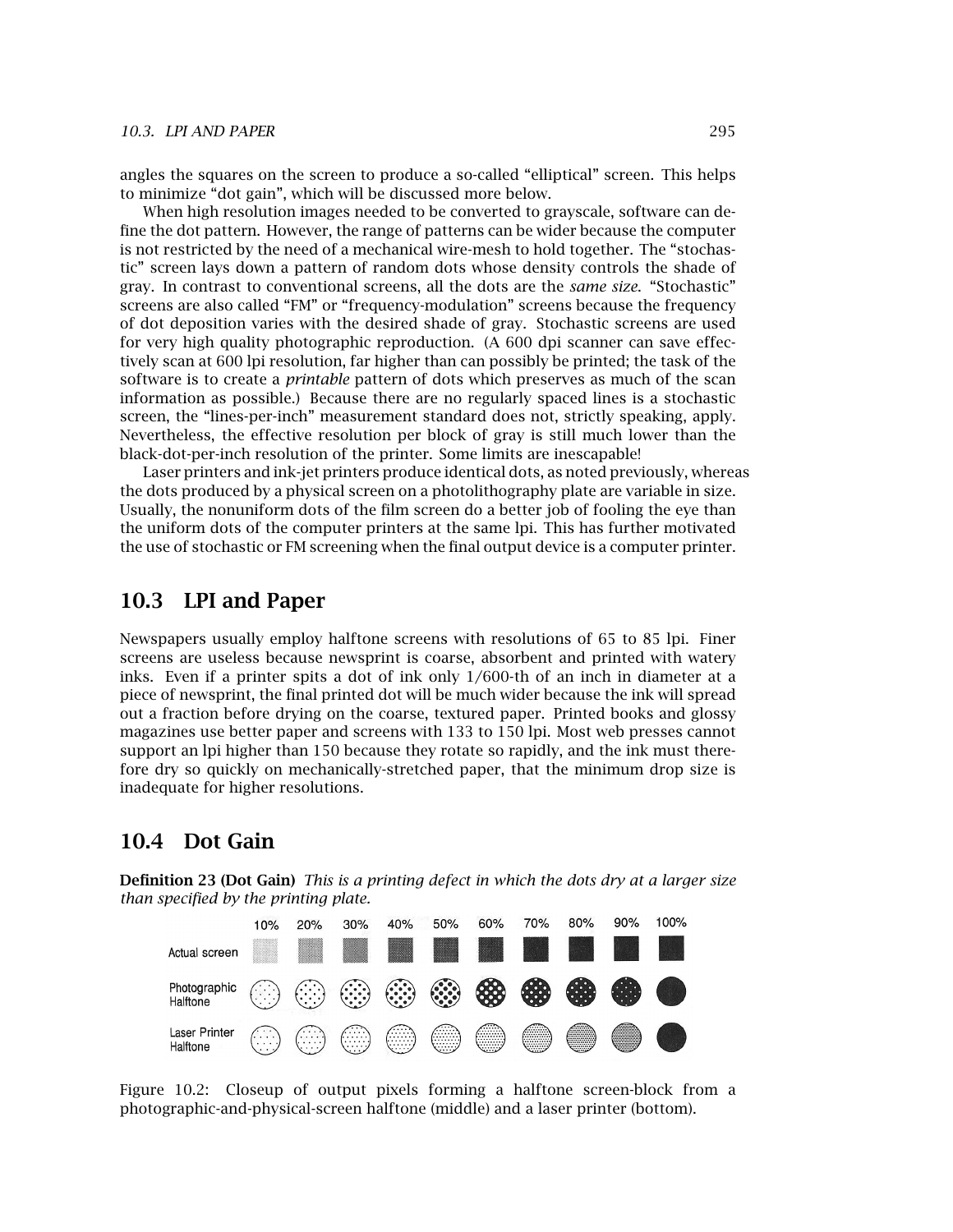angles the squares on the screen to produce a so-called "elliptical" screen. This helps to minimize "dot gain", which will be discussed more below.

When high resolution images needed to be converted to grayscale, software can define the dot pattern. However, the range of patterns can be wider because the computer is not restricted by the need of a mechanical wire-mesh to hold together. The "stochastic" screen lays down a pattern of random dots whose density controls the shade of gray. In contrast to conventional screens, all the dots are the *same size*. "Stochastic" screens are also called "FM" or "frequency-modulation" screens because the frequency of dot deposition varies with the desired shade of gray. Stochastic screens are used for very high quality photographic reproduction. (A 600 dpi scanner can save effectively scan at 600 lpi resolution, far higher than can possibly be printed; the task of the software is to create a *printable* pattern of dots which preserves as much of the scan information as possible.) Because there are no regularly spaced lines is a stochastic screen, the "lines-per-inch" measurement standard does not, strictly speaking, apply. Nevertheless, the effective resolution per block of gray is still much lower than the black-dot-per-inch resolution of the printer. Some limits are inescapable!

Laser printers and ink-jet printers produce identical dots, as noted previously, whereas the dots produced by a physical screen on a photolithography plate are variable in size. Usually, the nonuniform dots of the film screen do a better job of fooling the eye than the uniform dots of the computer printers at the same lpi. This has further motivated the use of stochastic or FM screening when the final output device is a computer printer.

## 10.3 LPI and Paper

Newspapers usually employ halftone screens with resolutions of 65 to 85 lpi. Finer screens are useless because newsprint is coarse, absorbent and printed with watery inks. Even if a printer spits a dot of ink only 1/600-th of an inch in diameter at a piece of newsprint, the final printed dot will be much wider because the ink will spread out a fraction before drying on the coarse, textured paper. Printed books and glossy magazines use better paper and screens with 133 to 150 lpi. Most web presses cannot support an lpi higher than 150 because they rotate so rapidly, and the ink must therefore dry so quickly on mechanically-stretched paper, that the minimum drop size is inadequate for higher resolutions.

## 10.4 Dot Gain

**Definition 23 (Dot Gain)** *This is a printing defect in which the dots dry at a larger size than specified by the printing plate.*

Figure 10.2: Closeup of output pixels forming a halftone screen-block from a photographic-and-physical-screen halftone (middle) and a laser printer (bottom).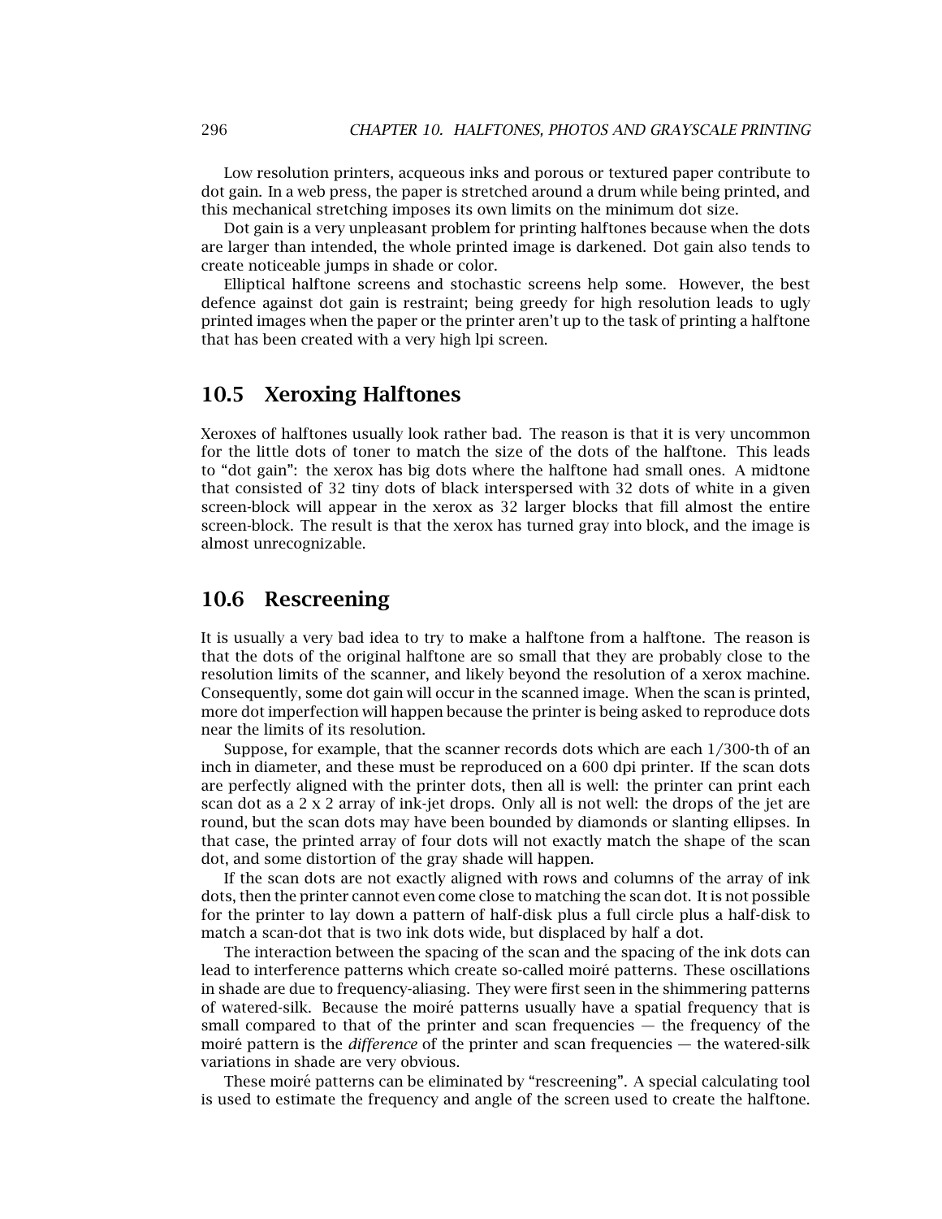Low resolution printers, acqueous inks and porous or textured paper contribute to dot gain. In a web press, the paper is stretched around a drum while being printed, and this mechanical stretching imposes its own limits on the minimum dot size.

Dot gain is a very unpleasant problem for printing halftones because when the dots are larger than intended, the whole printed image is darkened. Dot gain also tends to create noticeable jumps in shade or color.

Elliptical halftone screens and stochastic screens help some. However, the best defence against dot gain is restraint; being greedy for high resolution leads to ugly printed images when the paper or the printer aren't up to the task of printing a halftone that has been created with a very high lpi screen.

## 10.5 Xeroxing Halftones

Xeroxes of halftones usually look rather bad. The reason is that it is very uncommon for the little dots of toner to match the size of the dots of the halftone. This leads to "dot gain": the xerox has big dots where the halftone had small ones. A midtone that consisted of 32 tiny dots of black interspersed with 32 dots of white in a given screen-block will appear in the xerox as 32 larger blocks that fill almost the entire screen-block. The result is that the xerox has turned gray into block, and the image is almost unrecognizable.

## 10.6 Rescreening

It is usually a very bad idea to try to make a halftone from a halftone. The reason is that the dots of the original halftone are so small that they are probably close to the resolution limits of the scanner, and likely beyond the resolution of a xerox machine. Consequently, some dot gain will occur in the scanned image. When the scan is printed, more dot imperfection will happen because the printer is being asked to reproduce dots near the limits of its resolution.

Suppose, for example, that the scanner records dots which are each 1/300-th of an inch in diameter, and these must be reproduced on a 600 dpi printer. If the scan dots are perfectly aligned with the printer dots, then all is well: the printer can print each scan dot as a 2 x 2 array of ink-jet drops. Only all is not well: the drops of the jet are round, but the scan dots may have been bounded by diamonds or slanting ellipses. In that case, the printed array of four dots will not exactly match the shape of the scan dot, and some distortion of the gray shade will happen.

If the scan dots are not exactly aligned with rows and columns of the array of ink dots, then the printer cannot even come close to matching the scan dot. It is not possible for the printer to lay down a pattern of half-disk plus a full circle plus a half-disk to match a scan-dot that is two ink dots wide, but displaced by half a dot.

The interaction between the spacing of the scan and the spacing of the ink dots can lead to interference patterns which create so-called moiré patterns. These oscillations in shade are due to frequency-aliasing. They were first seen in the shimmering patterns of watered-silk. Because the moiré patterns usually have a spatial frequency that is small compared to that of the printer and scan frequencies — the frequency of the moiré pattern is the *difference* of the printer and scan frequencies — the watered-silk variations in shade are very obvious.

These moiré patterns can be eliminated by "rescreening". A special calculating tool is used to estimate the frequency and angle of the screen used to create the halftone.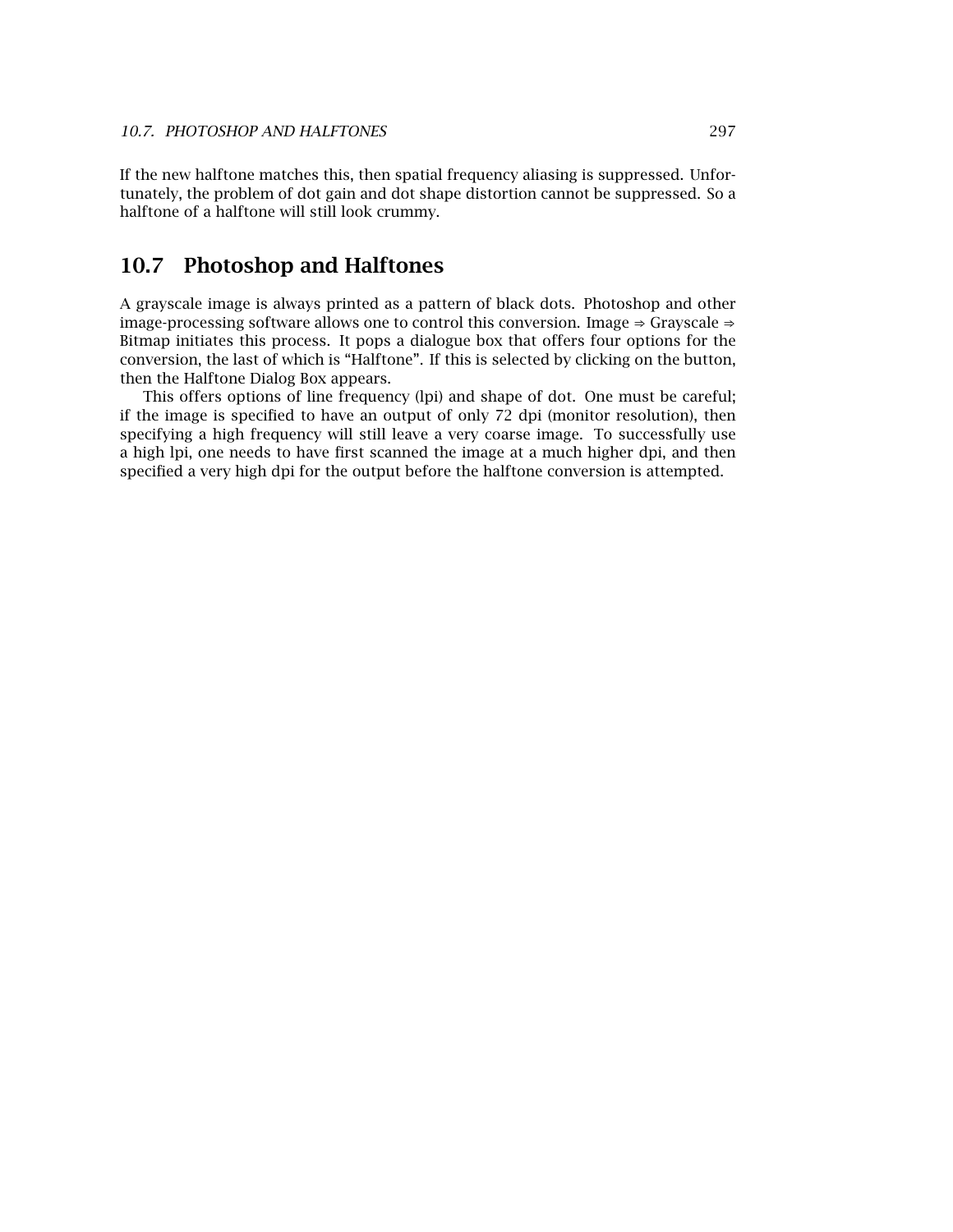If the new halftone matches this, then spatial frequency aliasing is suppressed. Unfortunately, the problem of dot gain and dot shape distortion cannot be suppressed. So a halftone of a halftone will still look crummy.

## 10.7 Photoshop and Halftones

A grayscale image is always printed as a pattern of black dots. Photoshop and other image-processing software allows one to control this conversion. Image ⇒ Grayscale ⇒ Bitmap initiates this process. It pops a dialogue box that offers four options for the conversion, the last of which is "Halftone". If this is selected by clicking on the button, then the Halftone Dialog Box appears.

This offers options of line frequency (lpi) and shape of dot. One must be careful; if the image is specified to have an output of only 72 dpi (monitor resolution), then specifying a high frequency will still leave a very coarse image. To successfully use a high lpi, one needs to have first scanned the image at a much higher dpi, and then specified a very high dpi for the output before the halftone conversion is attempted.